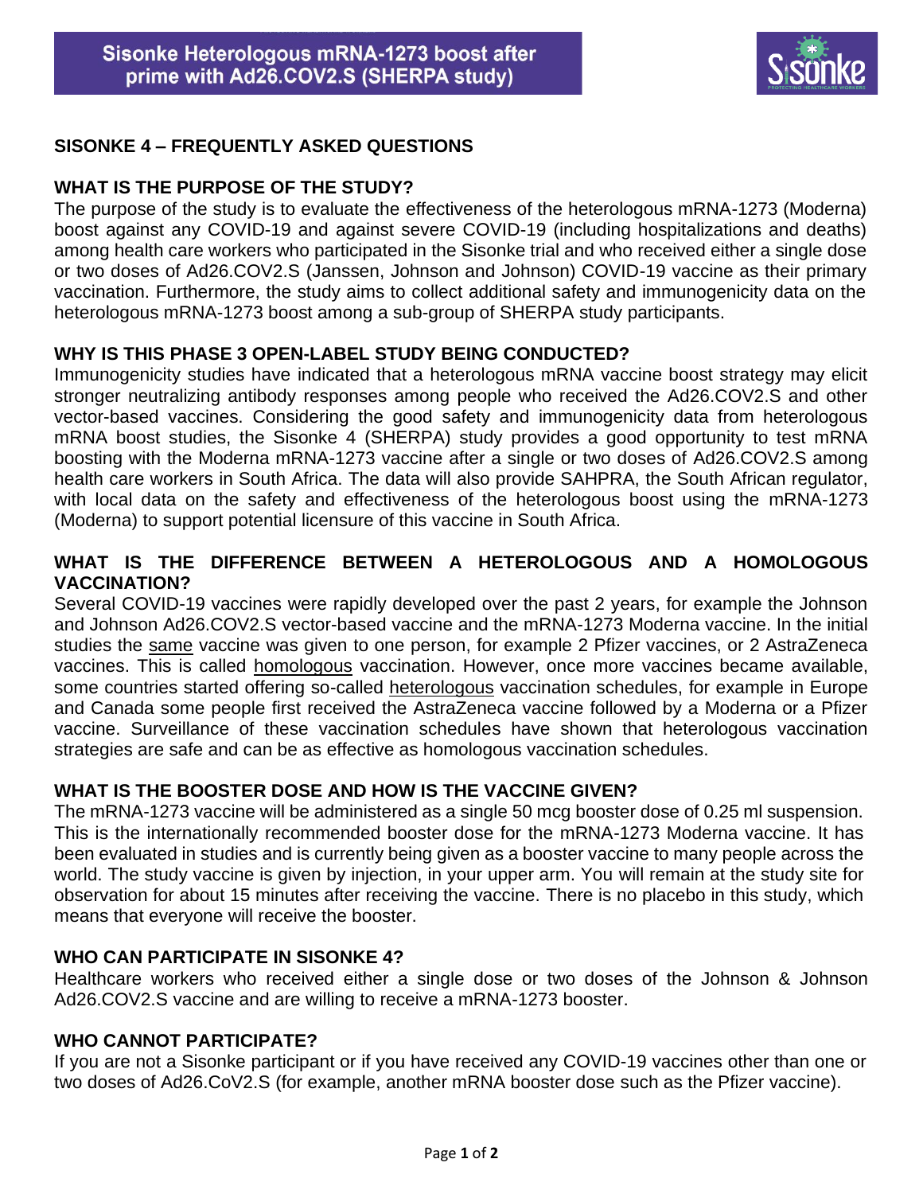# Sisonke Heterologous mRNA-1273 boost after prime with Ad26.COV2.S (SHERPA study)

## SISONKE 4 – FREQUENTLY ASKED QUESTIONS

### WHAT IS THE PURPOSE OF THE STUDY?

The purpose of the study is to evaluate the effectiveness of the heterologous mRNA-1273 (Moderna) boost against any COVID-19 and against severe COVID-19 (including hospitalizations and deaths) among health care workers who participated in the Sisonke trial and who received either a single dose or two doses of Ad26.COV2.S (Janssen, Johnson and Johnson) COVID-19 vaccine as their primary vaccination. Furthermore, the study aims to collect additional safety and immunogenicity data on the heterologous mRNA-1273 boost among a sub-group of SHERPA study participants.

### WHY IS THIS PHASE 3 OPEN-LABEL STUDY BEING CONDUCTED?

Immunogenicity studies have indicated that a heterologous mRNA vaccine boost strategy may elicit stronger neutralizing antibody responses among people who received the Ad26.COV2.S and other vector-based vaccines. Considering the good safety and immunogenicity data from heterologous mRNA boost studies, the Sisonke 4 (SHERPA) study provides a good opportunity to test mRNA boosting with the Moderna mRNA-1273 vaccine after a single or two doses of Ad26.COV2.S among health care workers in South Africa. The data will also provide SAHPRA, the South African regulator, with local data on the safety and effectiveness of the heterologous boost using the mRNA-1273 (Moderna) to support potential licensure of this vaccine in South Africa.

### WHAT IS THE DIFFERENCE BETWEEN A HETEROLOGOUS AND A HOMOLOGOUS VACCINATION?

Several COVID-19 vaccines were rapidly developed over the past 2 years, for example the Johnson and Johnson Ad26.COV2.S vector-based vaccine and the mRNA-1273 Moderna vaccine. In the initial studies the <u>same</u> vaccine was given to one person, for example 2 Pfizer vaccines, or 2 AstraZeneca vaccines. This is called <u>homologous</u> vaccination. However, once more vaccines became available, some countries started offering so-called <u>heterologous</u> vaccination schedules, for example in Europe and Canada some people first received the AstraZeneca vaccine followed by a Moderna or a Pfizer vaccine. Surveillance of these vaccination schedules have shown that heterologous vaccination strategies are safe and can be as effective as homologous vaccination schedules.

### WHAT IS THE BOOSTER DOSE AND HOW IS THE VACCINE GIVEN?

The mRNA-1273 vaccine will be administered as a single 50 mcg booster dose of 0.25 ml suspension. This is the internationally recommended booster dose for the mRNA-1273 Moderna vaccine. It has been evaluated in studies and is currently being given as a booster vaccine to many people across the world. The study vaccine is given by injection, in your upper arm. You will remain at the study site for observation for about 15 minutes after receiving the vaccine. There is no placebo in this study, which means that everyone will receive the booster.

### WHO CAN PARTICIPATE IN SISONKE 4?

Healthcare workers who received either a single dose or two doses of the Johnson & Johnson Ad26.COV2.S vaccine and are willing to receive a mRNA-1273 booster.

### WHO CANNOT PARTICIPATE?

If you are not a Sisonke participant or if you have received any COVID-19 vaccines other than one or two doses of Ad26.CoV2.S (for example, another mRNA booster dose such as the Pfizer vaccine).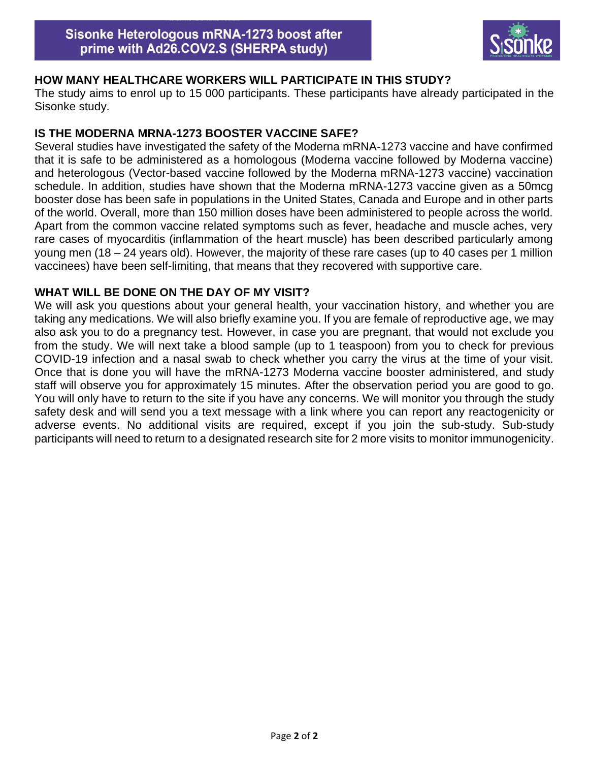## HOW MANY HEALTHCARE WORKERS WILL PARTICIPATE IN THIS STUDY?

The study aims to enrol up to 15 000 participants. These participants have already participated in the Sisonke study.

## IS THE MODERNA MRNA-1273 BOOSTER VACCINE SAFE?

Several studies have investigated the safety of the Moderna mRNA-1273 vaccine and have confirmed that it is safe to be administered as a homologous (Moderna vaccine followed by Moderna vaccine) and heterologous (Vector-based vaccine followed by the Moderna mRNA-1273 vaccine) vaccination schedule. In addition, studies have shown that the Moderna mRNA-1273 vaccine given as a 50mcg booster dose has been safe in populations in the United States, Canada and Europe and in other parts of the world. Overall, more than 150 million doses have been administered to people across the world. Apart from the common vaccine related symptoms such as fever, headache and muscle aches, very rare cases of myocarditis (inflammation of the heart muscle) has been described particularly among young men (18 – 24 years old). However, the majority of these rare cases (up to 40 cases per 1 million vaccinees) have been self-limiting, that means that they recovered with supportive care.

## WHAT WILL BE DONE ON THE DAY OF MY VISIT?

We will ask you questions about your general health, your vaccination history, and whether you are taking any medications. We will also briefly examine you. If you are female of reproductive age, we may also ask you to do a pregnancy test. However, in case you are pregnant, that would not exclude you from the study. We will next take a blood sample (up to 1 teaspoon) from you to check for previous COVID-19 infection and a nasal swab to check whether you carry the virus at the time of your visit. Once that is done you will have the mRNA-1273 Moderna vaccine booster administered, and study staff will observe you for approximately 15 minutes. After the observation period you are good to go. You will only have to return to the site if you have any concerns. We will monitor you through the study safety desk and will send you a text message with a link where you can report any reactogenicity or adverse events. No additional visits are required, except if you join the sub-study. Sub-study participants will need to return to a designated research site for 2 more visits to monitor immunogenicity.